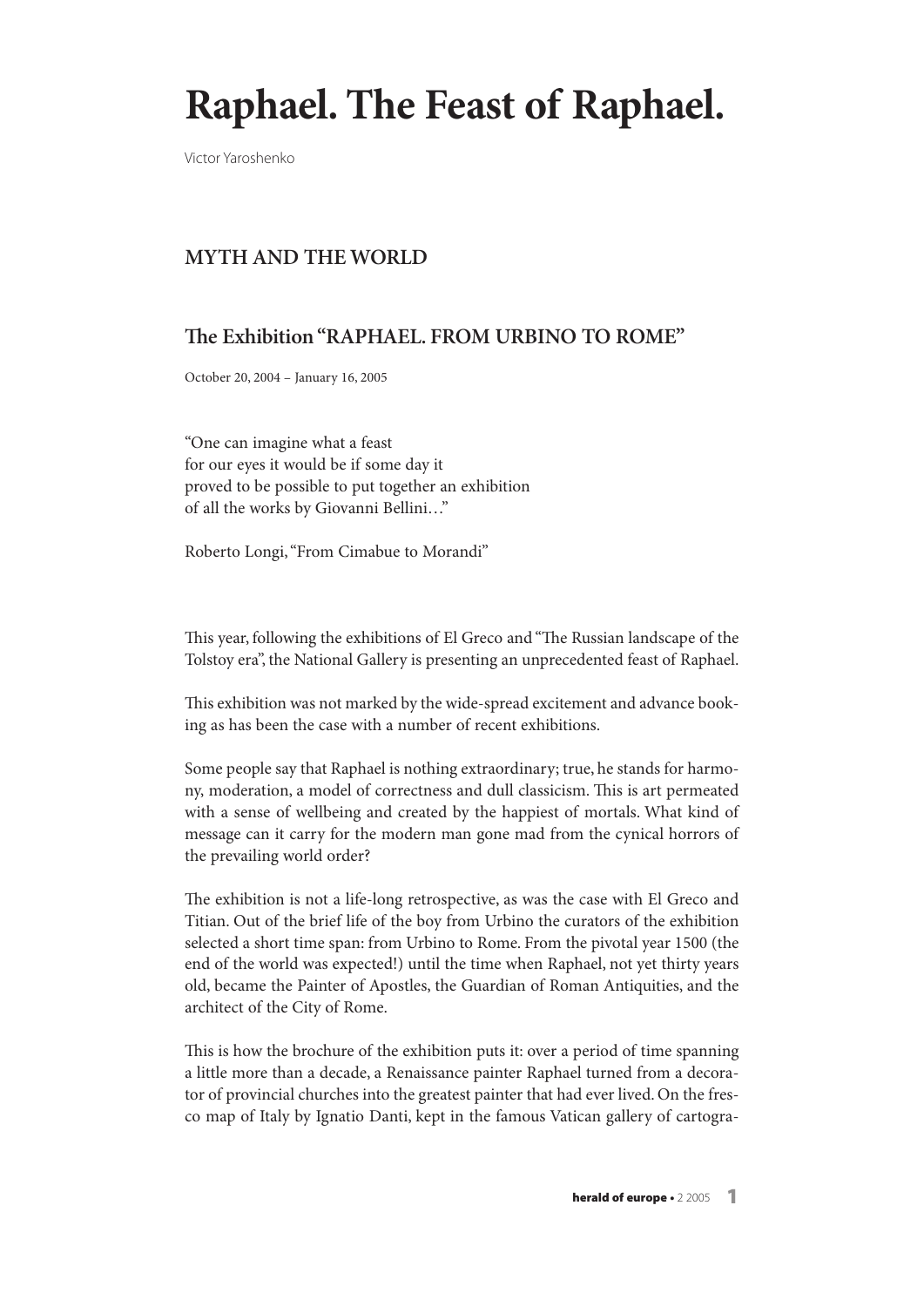# Raphael. The Feast of Raphael.

Victor Yaroshenko

## MYTH AND THE WORLD

### The Exhibition "RAPHAEL. FROM URBINO TO ROME"

October 20, 2004 – January 16, 2005

"One can imagine what a feast
for our eyes it would be if some day it
proved to be possible to put together an exhibition
of all the works by Giovanni Bellini…"

Roberto Longi, "From Cimabue to Morandi"

This year, following the exhibitions of El Greco and "The Russian landscape of the Tolstoy era", the National Gallery is presenting an unprecedented feast of Raphael.

This exhibition was not marked by the wide-spread excitement and advance booking as has been the case with a number of recent exhibitions.

Some people say that Raphael is nothing extraordinary; true, he stands for harmony, moderation, a model of correctness and dull classicism. This is art permeated with a sense of wellbeing and created by the happiest of mortals. What kind of message can it carry for the modern man gone mad from the cynical horrors of the prevailing world order?

The exhibition is not a life-long retrospective, as was the case with El Greco and Titian. Out of the brief life of the boy from Urbino the curators of the exhibition selected a short time span: from Urbino to Rome. From the pivotal year 1500 (the end of the world was expected!) until the time when Raphael, not yet thirty years old, became the Painter of Apostles, the Guardian of Roman Antiquities, and the architect of the City of Rome.

This is how the brochure of the exhibition puts it: over a period of time spanning a little more than a decade, a Renaissance painter Raphael turned from a decorator of provincial churches into the greatest painter that had ever lived. On the fresco map of Italy by Ignatio Danti, kept in the famous Vatican gallery of cartogra-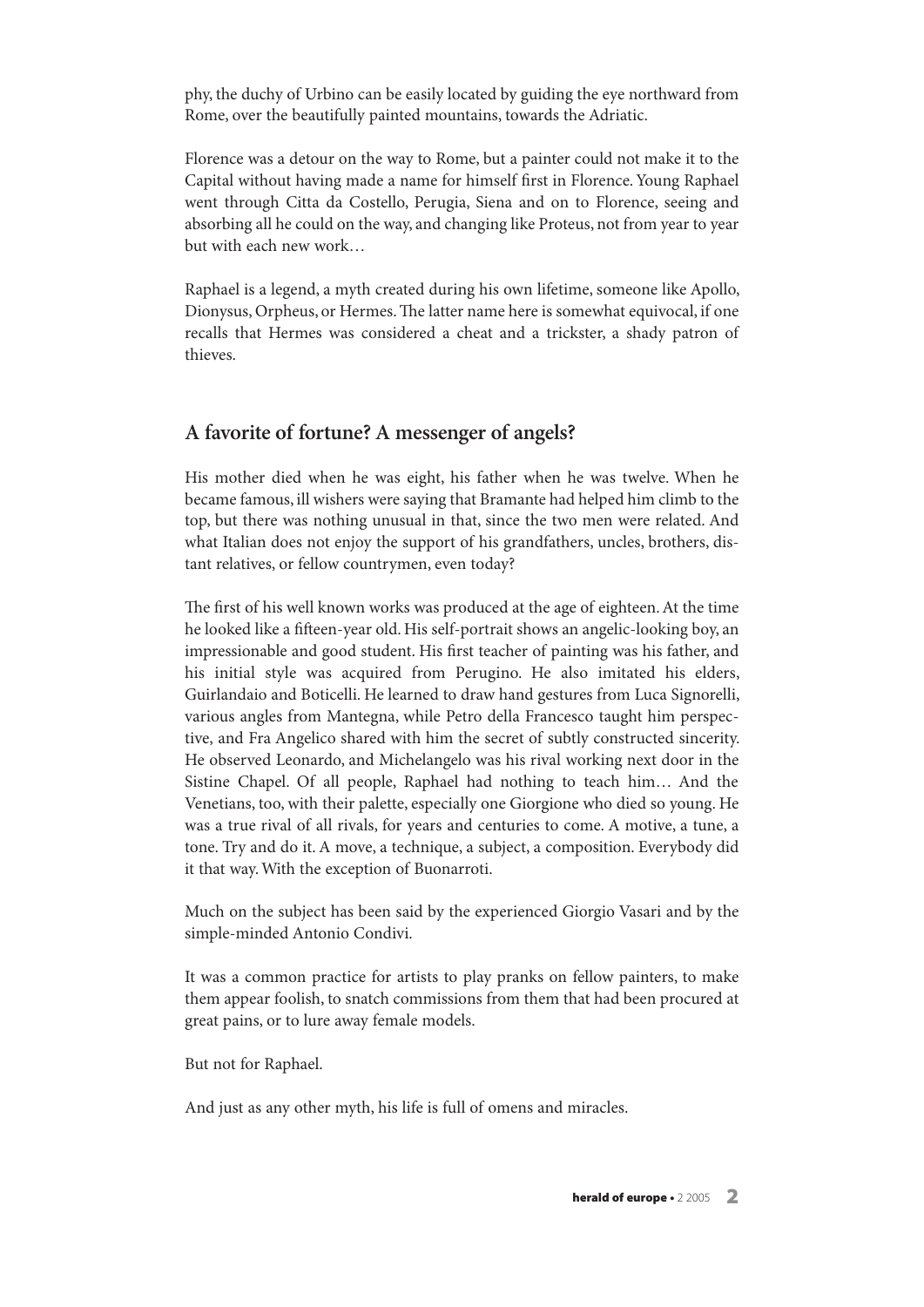phy, the duchy of Urbino can be easily located by guiding the eye northward from Rome, over the beautifully painted mountains, towards the Adriatic.

Florence was a detour on the way to Rome, but a painter could not make it to the Capital without having made a name for himself first in Florence. Young Raphael went through Citta da Costello, Perugia, Siena and on to Florence, seeing and absorbing all he could on the way, and changing like Proteus, not from year to year but with each new work…

Raphael is a legend, a myth created during his own lifetime, someone like Apollo, Dionysus, Orpheus, or Hermes. The latter name here is somewhat equivocal, if one recalls that Hermes was considered a cheat and a trickster, a shady patron of thieves.

## A favorite of fortune? A messenger of angels?

His mother died when he was eight, his father when he was twelve. When he became famous, ill wishers were saying that Bramante had helped him climb to the top, but there was nothing unusual in that, since the two men were related. And what Italian does not enjoy the support of his grandfathers, uncles, brothers, distant relatives, or fellow countrymen, even today?

The first of his well known works was produced at the age of eighteen. At the time he looked like a fifteen-year old. His self-portrait shows an angelic-looking boy, an impressionable and good student. His first teacher of painting was his father, and his initial style was acquired from Perugino. He also imitated his elders, Guirlandaio and Boticelli. He learned to draw hand gestures from Luca Signorelli, various angles from Mantegna, while Petro della Francesco taught him perspective, and Fra Angelico shared with him the secret of subtly constructed sincerity. He observed Leonardo, and Michelangelo was his rival working next door in the Sistine Chapel. Of all people, Raphael had nothing to teach him… And the Venetians, too, with their palette, especially one Giorgione who died so young. He was a true rival of all rivals, for years and centuries to come. A motive, a tune, a tone. Try and do it. A move, a technique, a subject, a composition. Everybody did it that way. With the exception of Buonarroti.

Much on the subject has been said by the experienced Giorgio Vasari and by the simple-minded Antonio Condivi.

It was a common practice for artists to play pranks on fellow painters, to make them appear foolish, to snatch commissions from them that had been procured at great pains, or to lure away female models.

But not for Raphael.

And just as any other myth, his life is full of omens and miracles.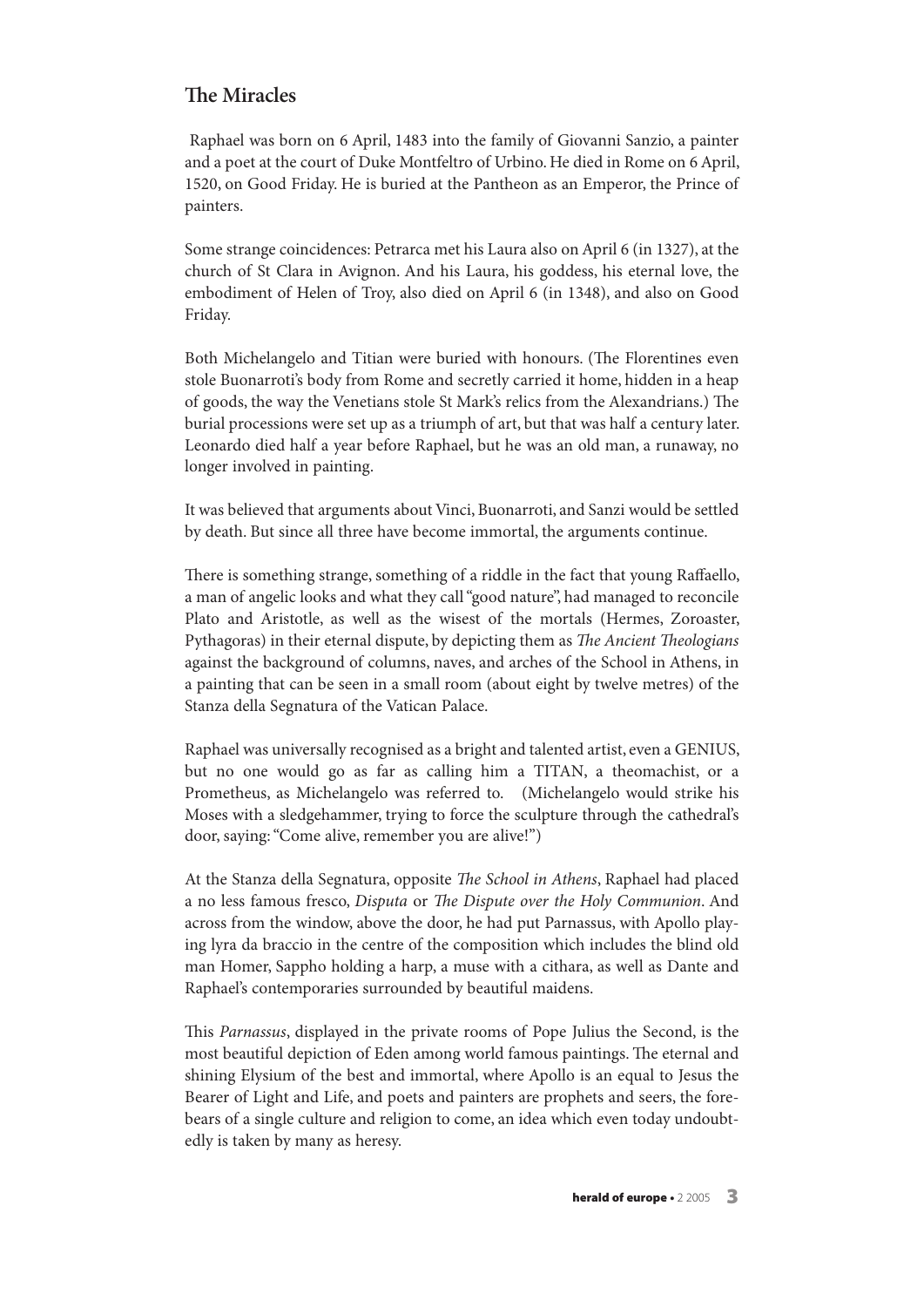## The Miracles

Raphael was born on 6 April, 1483 into the family of Giovanni Sanzio, a painter and a poet at the court of Duke Montfeltro of Urbino. He died in Rome on 6 April, 1520, on Good Friday. He is buried at the Pantheon as an Emperor, the Prince of painters.

Some strange coincidences: Petrarca met his Laura also on April 6 (in 1327), at the church of St Clara in Avignon. And his Laura, his goddess, his eternal love, the embodiment of Helen of Troy, also died on April 6 (in 1348), and also on Good Friday.

Both Michelangelo and Titian were buried with honours. (The Florentines even stole Buonarroti's body from Rome and secretly carried it home, hidden in a heap of goods, the way the Venetians stole St Mark's relics from the Alexandrians.) The burial processions were set up as a triumph of art, but that was half a century later. Leonardo died half a year before Raphael, but he was an old man, a runaway, no longer involved in painting.

It was believed that arguments about Vinci, Buonarroti, and Sanzi would be settled by death. But since all three have become immortal, the arguments continue.

There is something strange, something of a riddle in the fact that young Raffaello, a man of angelic looks and what they call "good nature", had managed to reconcile Plato and Aristotle, as well as the wisest of the mortals (Hermes, Zoroaster, Pythagoras) in their eternal dispute, by depicting them as *The Ancient Theologians* against the background of columns, naves, and arches of the School in Athens, in a painting that can be seen in a small room (about eight by twelve metres) of the Stanza della Segnatura of the Vatican Palace.

Raphael was universally recognised as a bright and talented artist, even a GENIUS, but no one would go as far as calling him a TITAN, a theomachist, or a Prometheus, as Michelangelo was referred to. (Michelangelo would strike his Moses with a sledgehammer, trying to force the sculpture through the cathedral's door, saying: "Come alive, remember you are alive!")

At the Stanza della Segnatura, opposite *The School in Athens*, Raphael had placed a no less famous fresco, *Disputa* or *The Dispute over the Holy Communion*. And across from the window, above the door, he had put Parnassus, with Apollo playing lyra da braccio in the centre of the composition which includes the blind old man Homer, Sappho holding a harp, a muse with a cithara, as well as Dante and Raphael's contemporaries surrounded by beautiful maidens.

This *Parnassus*, displayed in the private rooms of Pope Julius the Second, is the most beautiful depiction of Eden among world famous paintings. The eternal and shining Elysium of the best and immortal, where Apollo is an equal to Jesus the Bearer of Light and Life, and poets and painters are prophets and seers, the forebears of a single culture and religion to come, an idea which even today undoubtedly is taken by many as heresy.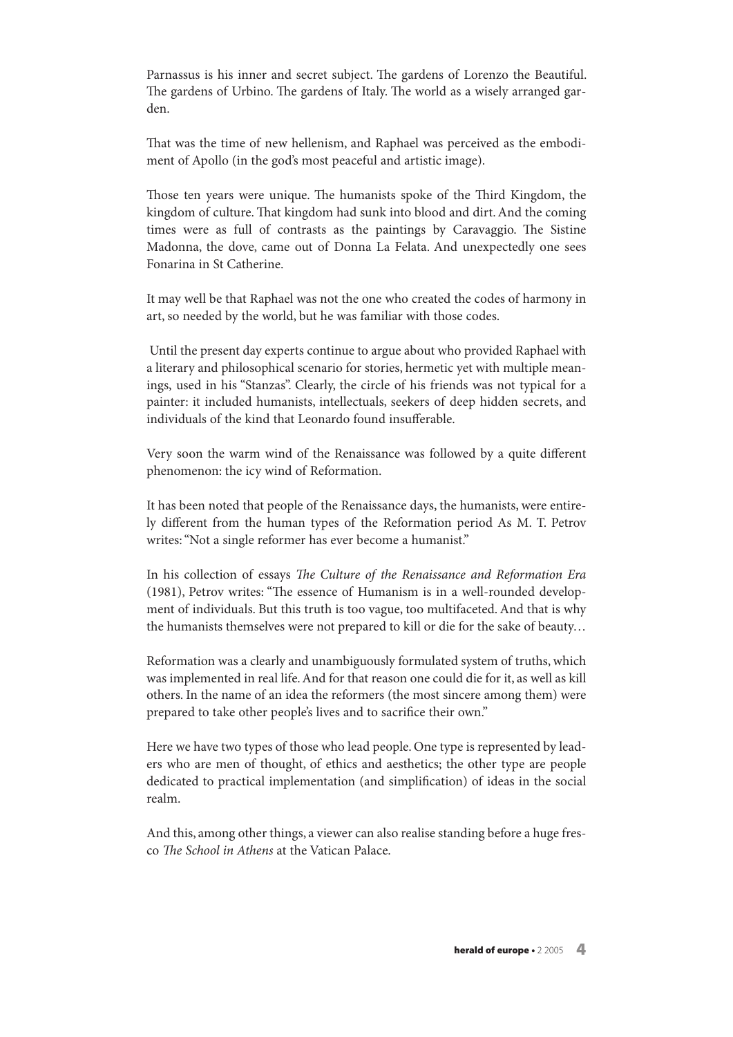Parnassus is his inner and secret subject. The gardens of Lorenzo the Beautiful. The gardens of Urbino. The gardens of Italy. The world as a wisely arranged garden.

That was the time of new hellenism, and Raphael was perceived as the embodiment of Apollo (in the god's most peaceful and artistic image).

Those ten years were unique. The humanists spoke of the Third Kingdom, the kingdom of culture. That kingdom had sunk into blood and dirt. And the coming times were as full of contrasts as the paintings by Caravaggio. The Sistine Madonna, the dove, came out of Donna La Felata. And unexpectedly one sees Fonarina in St Catherine.

It may well be that Raphael was not the one who created the codes of harmony in art, so needed by the world, but he was familiar with those codes.

Until the present day experts continue to argue about who provided Raphael with a literary and philosophical scenario for stories, hermetic yet with multiple meanings, used in his "Stanzas". Clearly, the circle of his friends was not typical for a painter: it included humanists, intellectuals, seekers of deep hidden secrets, and individuals of the kind that Leonardo found insufferable.

Very soon the warm wind of the Renaissance was followed by a quite different phenomenon: the icy wind of Reformation.

It has been noted that people of the Renaissance days, the humanists, were entirely different from the human types of the Reformation period As M. T. Petrov writes: "Not a single reformer has ever become a humanist."

In his collection of essays *The Culture of the Renaissance and Reformation Era* (1981), Petrov writes: "The essence of Humanism is in a well-rounded development of individuals. But this truth is too vague, too multifaceted. And that is why the humanists themselves were not prepared to kill or die for the sake of beauty…

Reformation was a clearly and unambiguously formulated system of truths, which was implemented in real life. And for that reason one could die for it, as well as kill others. In the name of an idea the reformers (the most sincere among them) were prepared to take other people's lives and to sacrifice their own."

Here we have two types of those who lead people. One type is represented by leaders who are men of thought, of ethics and aesthetics; the other type are people dedicated to practical implementation (and simplification) of ideas in the social realm.

And this, among other things, a viewer can also realise standing before a huge fresco *The School in Athens* at the Vatican Palace.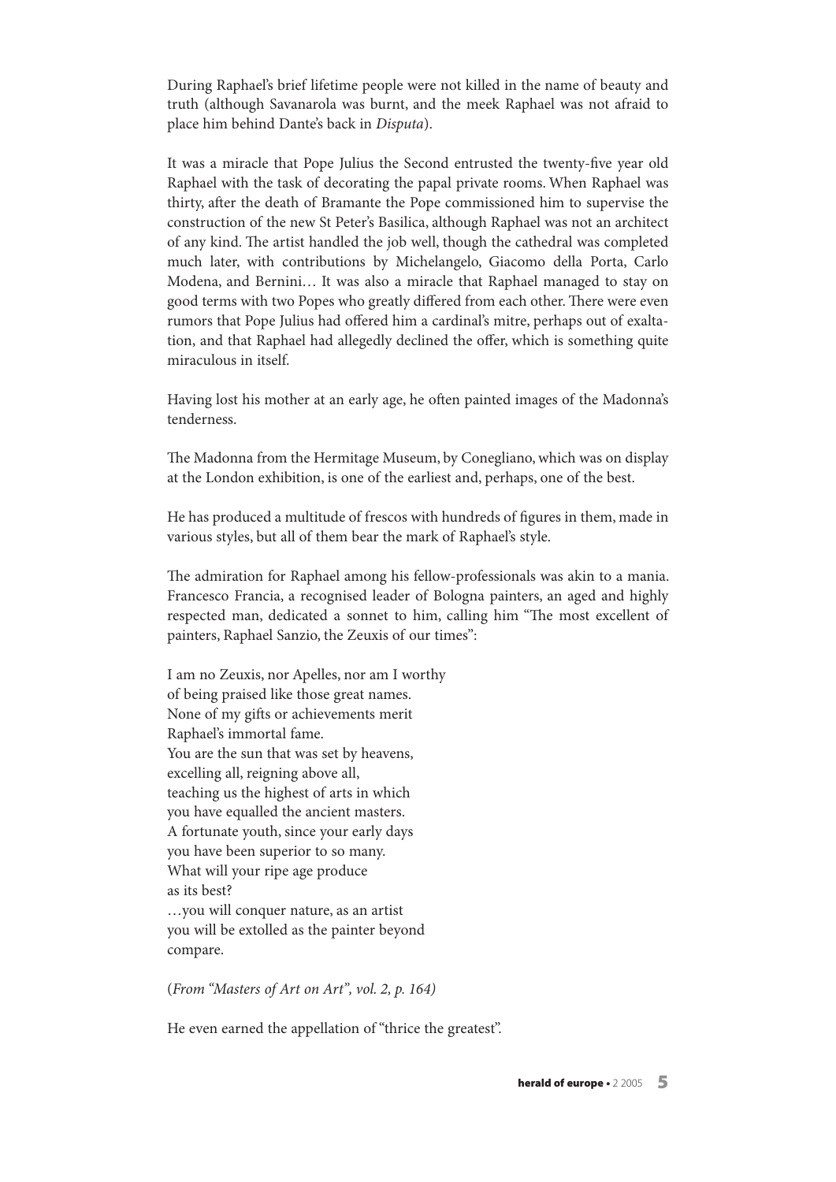During Raphael's brief lifetime people were not killed in the name of beauty and truth (although Savanarola was burnt, and the meek Raphael was not afraid to place him behind Dante's back in *Disputa*).

It was a miracle that Pope Julius the Second entrusted the twenty-five year old Raphael with the task of decorating the papal private rooms. When Raphael was thirty, after the death of Bramante the Pope commissioned him to supervise the construction of the new St Peter's Basilica, although Raphael was not an architect of any kind. The artist handled the job well, though the cathedral was completed much later, with contributions by Michelangelo, Giacomo della Porta, Carlo Modena, and Bernini… It was also a miracle that Raphael managed to stay on good terms with two Popes who greatly differed from each other. There were even rumors that Pope Julius had offered him a cardinal's mitre, perhaps out of exaltation, and that Raphael had allegedly declined the offer, which is something quite miraculous in itself.

Having lost his mother at an early age, he often painted images of the Madonna's tenderness.

The Madonna from the Hermitage Museum, by Conegliano, which was on display at the London exhibition, is one of the earliest and, perhaps, one of the best.

He has produced a multitude of frescos with hundreds of figures in them, made in various styles, but all of them bear the mark of Raphael's style.

The admiration for Raphael among his fellow-professionals was akin to a mania. Francesco Francia, a recognised leader of Bologna painters, an aged and highly respected man, dedicated a sonnet to him, calling him "The most excellent of painters, Raphael Sanzio, the Zeuxis of our times":

I am no Zeuxis, nor Apelles, nor am I worthy  
of being praised like those great names.  
None of my gifts or achievements merit  
Raphael's immortal fame.  
You are the sun that was set by heavens,  
excelling all, reigning above all,  
teaching us the highest of arts in which  
you have equalled the ancient masters.  
A fortunate youth, since your early days  
you have been superior to so many.  
What will your ripe age produce  
as its best?  
…you will conquer nature, as an artist  
you will be extolled as the painter beyond  
compare.

(*From "Masters of Art on Art", vol. 2, p. 164)*

He even earned the appellation of "thrice the greatest".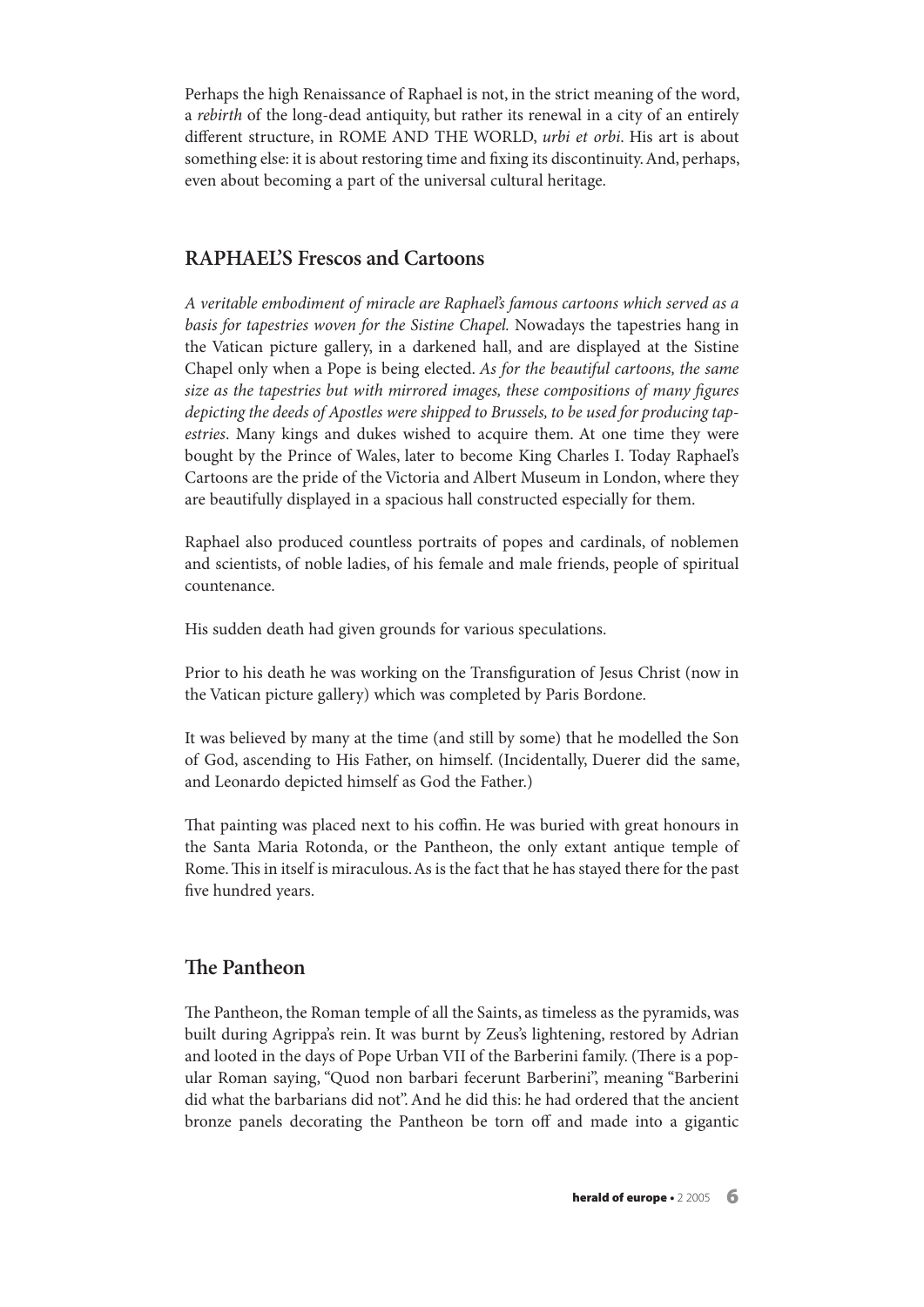Perhaps the high Renaissance of Raphael is not, in the strict meaning of the word, a *rebirth* of the long-dead antiquity, but rather its renewal in a city of an entirely different structure, in ROME AND THE WORLD, *urbi et orbi*. His art is about something else: it is about restoring time and fixing its discontinuity. And, perhaps, even about becoming a part of the universal cultural heritage.

## RAPHAEL'S Frescos and Cartoons

*A veritable embodiment of miracle are Raphael's famous cartoons which served as a basis for tapestries woven for the Sistine Chapel.* Nowadays the tapestries hang in the Vatican picture gallery, in a darkened hall, and are displayed at the Sistine Chapel only when a Pope is being elected. *As for the beautiful cartoons, the same size as the tapestries but with mirrored images, these compositions of many figures depicting the deeds of Apostles were shipped to Brussels, to be used for producing tapestries*. Many kings and dukes wished to acquire them. At one time they were bought by the Prince of Wales, later to become King Charles I. Today Raphael's Cartoons are the pride of the Victoria and Albert Museum in London, where they are beautifully displayed in a spacious hall constructed especially for them.

Raphael also produced countless portraits of popes and cardinals, of noblemen and scientists, of noble ladies, of his female and male friends, people of spiritual countenance.

His sudden death had given grounds for various speculations.

Prior to his death he was working on the Transfiguration of Jesus Christ (now in the Vatican picture gallery) which was completed by Paris Bordone.

It was believed by many at the time (and still by some) that he modelled the Son of God, ascending to His Father, on himself. (Incidentally, Duerer did the same, and Leonardo depicted himself as God the Father.)

That painting was placed next to his coffin. He was buried with great honours in the Santa Maria Rotonda, or the Pantheon, the only extant antique temple of Rome. This in itself is miraculous. As is the fact that he has stayed there for the past five hundred years.

## The Pantheon

The Pantheon, the Roman temple of all the Saints, as timeless as the pyramids, was built during Agrippa's rein. It was burnt by Zeus's lightening, restored by Adrian and looted in the days of Pope Urban VII of the Barberini family. (There is a popular Roman saying, "Quod non barbari fecerunt Barberini", meaning "Barberini did what the barbarians did not". And he did this: he had ordered that the ancient bronze panels decorating the Pantheon be torn off and made into a gigantic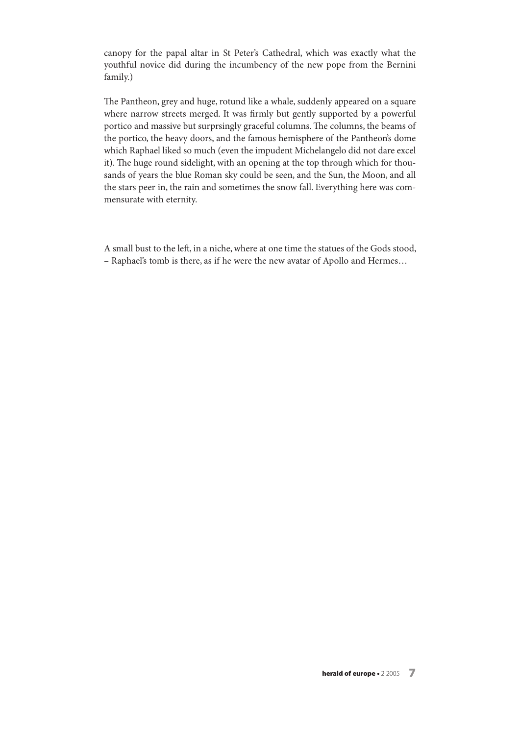canopy for the papal altar in St Peter's Cathedral, which was exactly what the youthful novice did during the incumbency of the new pope from the Bernini family.)

The Pantheon, grey and huge, rotund like a whale, suddenly appeared on a square where narrow streets merged. It was firmly but gently supported by a powerful portico and massive but surprsingly graceful columns. The columns, the beams of the portico, the heavy doors, and the famous hemisphere of the Pantheon's dome which Raphael liked so much (even the impudent Michelangelo did not dare excel it). The huge round sidelight, with an opening at the top through which for thousands of years the blue Roman sky could be seen, and the Sun, the Moon, and all the stars peer in, the rain and sometimes the snow fall. Everything here was commensurate with eternity.

A small bust to the left, in a niche, where at one time the statues of the Gods stood, – Raphael's tomb is there, as if he were the new avatar of Apollo and Hermes…